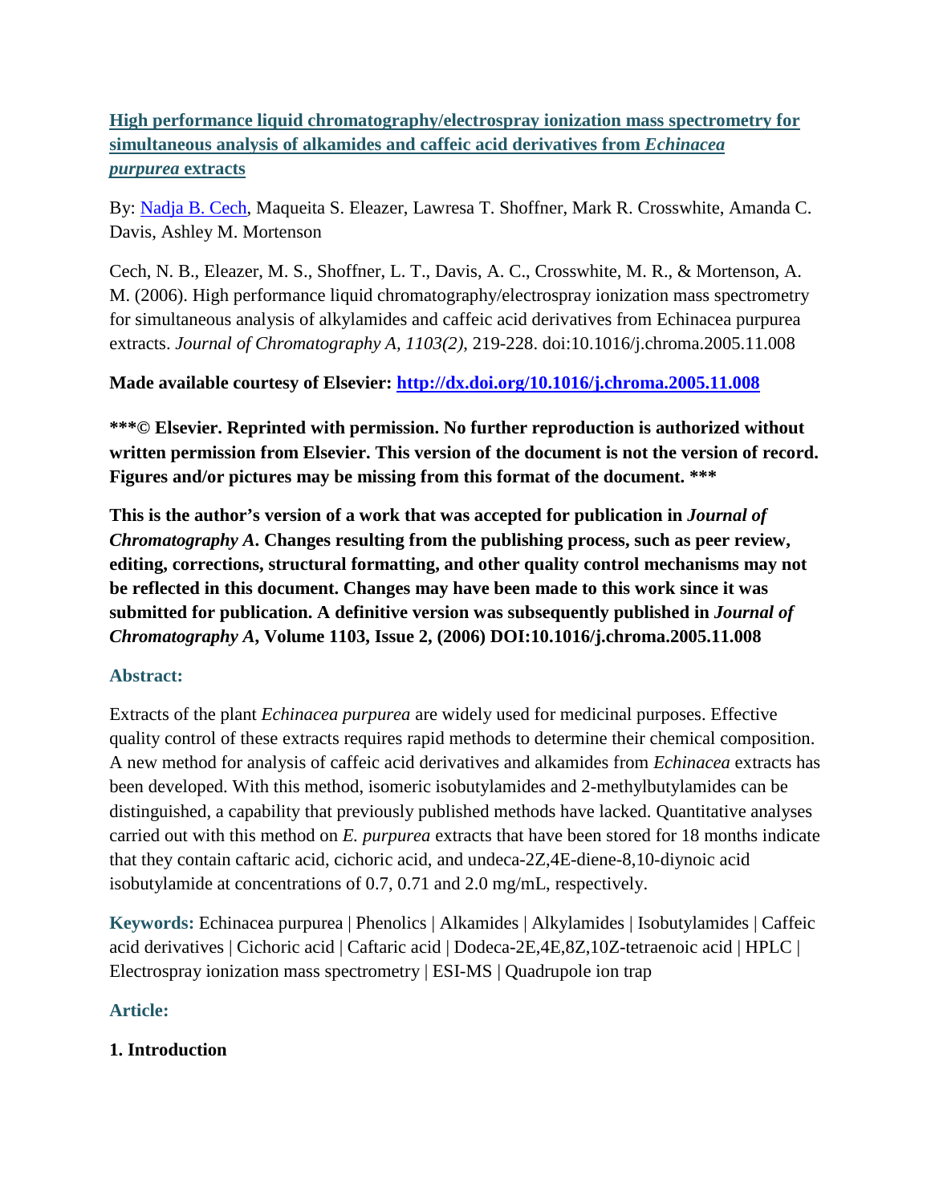# [High performance liquid chromatography/electrospray ionization mass spectrometry for simultaneous analysis of alkamides and caffeic acid derivatives from *Echinacea purpurea* extracts](http://dx.doi.org/10.1016/j.chroma.2005.11.008)

By: [Nadja B. Cech](), Maqueita S. Eleazer, Lawresa T. Shoffner, Mark R. Crosswhite, Amanda C. Davis, Ashley M. Mortenson

Cech, N. B., Eleazer, M. S., Shoffner, L. T., Davis, A. C., Crosswhite, M. R., & Mortenson, A. M. (2006). High performance liquid chromatography/electrospray ionization mass spectrometry for simultaneous analysis of alkylamides and caffeic acid derivatives from Echinacea purpurea extracts. *Journal of Chromatography A, 1103(2)*, 219-228. doi:10.1016/j.chroma.2005.11.008

**Made available courtesy of Elsevier: [http://dx.doi.org/10.1016/j.chroma.2005.11.008](http://dx.doi.org/10.1016/j.chroma.2005.11.008)**

**\*\*\*© Elsevier. Reprinted with permission. No further reproduction is authorized without written permission from Elsevier. This version of the document is not the version of record. Figures and/or pictures may be missing from this format of the document. \*\*\***

**This is the author's version of a work that was accepted for publication in *Journal of Chromatography A*. Changes resulting from the publishing process, such as peer review, editing, corrections, structural formatting, and other quality control mechanisms may not be reflected in this document. Changes may have been made to this work since it was submitted for publication. A definitive version was subsequently published in *Journal of Chromatography A*, Volume 1103, Issue 2, (2006) DOI:10.1016/j.chroma.2005.11.008**

## Abstract:

Extracts of the plant *Echinacea purpurea* are widely used for medicinal purposes. Effective quality control of these extracts requires rapid methods to determine their chemical composition. A new method for analysis of caffeic acid derivatives and alkamides from *Echinacea* extracts has been developed. With this method, isomeric isobutylamides and 2-methylbutylamides can be distinguished, a capability that previously published methods have lacked. Quantitative analyses carried out with this method on *E. purpurea* extracts that have been stored for 18 months indicate that they contain caftaric acid, cichoric acid, and undeca-2Z,4E-diene-8,10-diynoic acid isobutylamide at concentrations of 0.7, 0.71 and 2.0 mg/mL, respectively.

**Keywords:** Echinacea purpurea | Phenolics | Alkamides | Alkylamides | Isobutylamides | Caffeic acid derivatives | Cichoric acid | Caftaric acid | Dodeca-2E,4E,8Z,10Z-tetraenoic acid | HPLC | Electrospray ionization mass spectrometry | ESI-MS | Quadrupole ion trap

## Article:

### 1. Introduction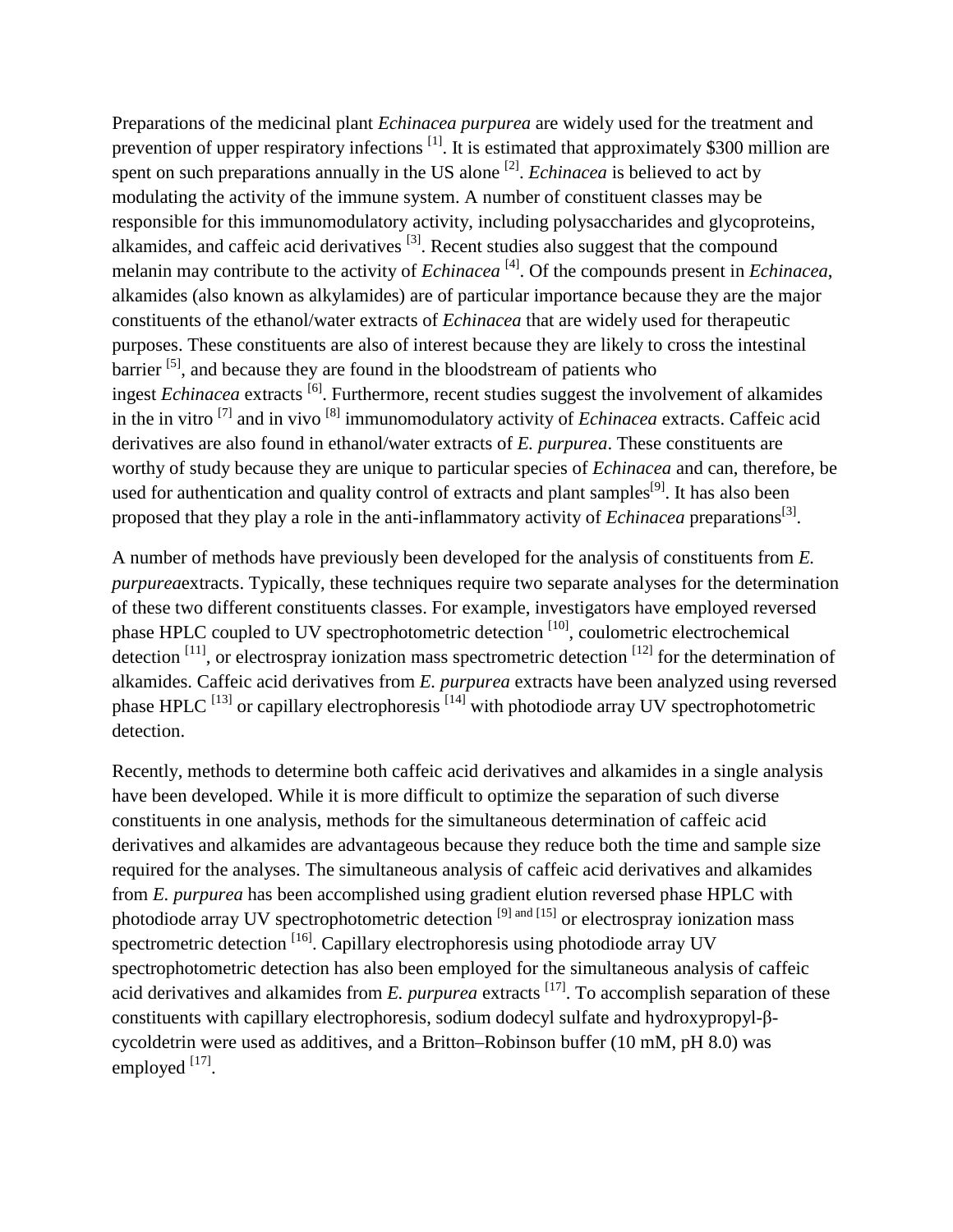Preparations of the medicinal plant *Echinacea purpurea* are widely used for the treatment and prevention of upper respiratory infections [1]. It is estimated that approximately $300 million are spent on such preparations annually in the US alone [2]. *Echinacea* is believed to act by modulating the activity of the immune system. A number of constituent classes may be responsible for this immunomodulatory activity, including polysaccharides and glycoproteins, alkamides, and caffeic acid derivatives [3]. Recent studies also suggest that the compound melanin may contribute to the activity of *Echinacea* [4]. Of the compounds present in *Echinacea*, alkamides (also known as alkylamides) are of particular importance because they are the major constituents of the ethanol/water extracts of *Echinacea* that are widely used for therapeutic purposes. These constituents are also of interest because they are likely to cross the intestinal barrier [5], and because they are found in the bloodstream of patients who ingest *Echinacea* extracts [6]. Furthermore, recent studies suggest the involvement of alkamides in the in vitro [7] and in vivo [8] immunomodulatory activity of *Echinacea* extracts. Caffeic acid derivatives are also found in ethanol/water extracts of *E. purpurea*. These constituents are worthy of study because they are unique to particular species of *Echinacea* and can, therefore, be used for authentication and quality control of extracts and plant samples[9]. It has also been proposed that they play a role in the anti-inflammatory activity of *Echinacea* preparations[3].

A number of methods have previously been developed for the analysis of constituents from *E. purpurea*extracts. Typically, these techniques require two separate analyses for the determination of these two different constituents classes. For example, investigators have employed reversed phase HPLC coupled to UV spectrophotometric detection [10], coulometric electrochemical detection [11], or electrospray ionization mass spectrometric detection [12] for the determination of alkamides. Caffeic acid derivatives from *E. purpurea* extracts have been analyzed using reversed phase HPLC [13] or capillary electrophoresis [14] with photodiode array UV spectrophotometric detection.

Recently, methods to determine both caffeic acid derivatives and alkamides in a single analysis have been developed. While it is more difficult to optimize the separation of such diverse constituents in one analysis, methods for the simultaneous determination of caffeic acid derivatives and alkamides are advantageous because they reduce both the time and sample size required for the analyses. The simultaneous analysis of caffeic acid derivatives and alkamides from *E. purpurea* has been accomplished using gradient elution reversed phase HPLC with photodiode array UV spectrophotometric detection [9 and 15] or electrospray ionization mass spectrometric detection [16]. Capillary electrophoresis using photodiode array UV spectrophotometric detection has also been employed for the simultaneous analysis of caffeic acid derivatives and alkamides from *E. purpurea* extracts [17]. To accomplish separation of these constituents with capillary electrophoresis, sodium dodecyl sulfate and hydroxypropyl-β-cycoldetrin were used as additives, and a Britton–Robinson buffer (10 mM, pH 8.0) was employed [17].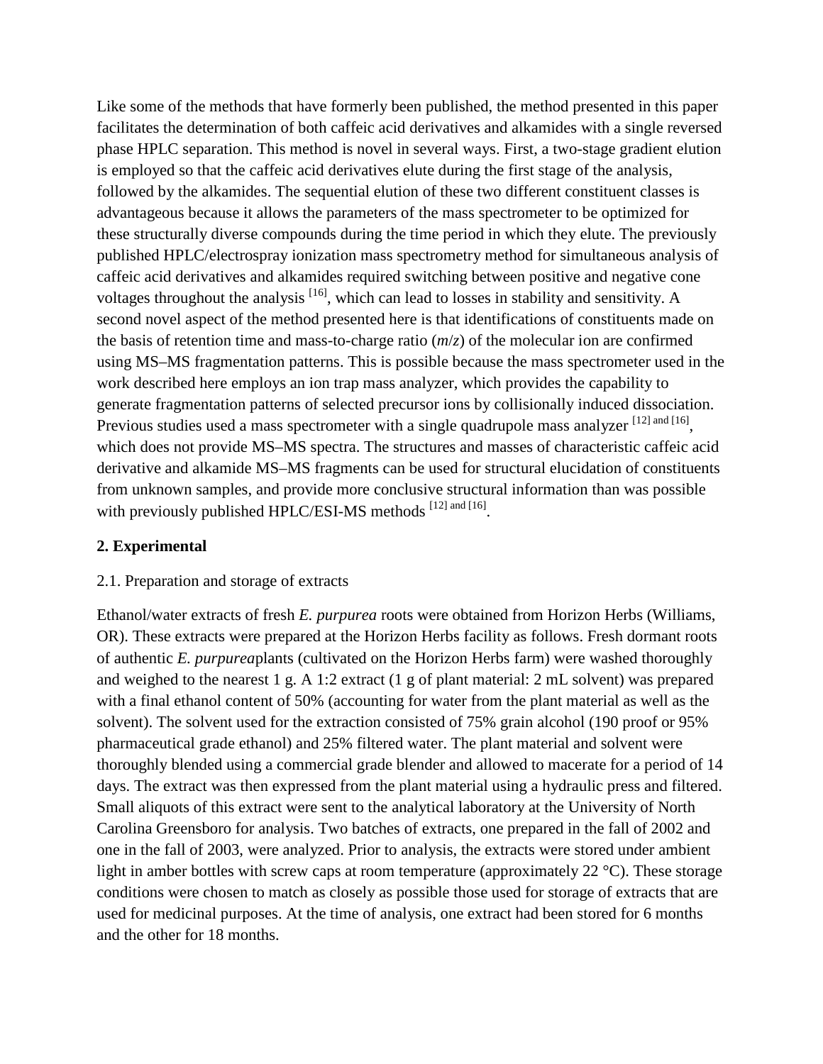Like some of the methods that have formerly been published, the method presented in this paper facilitates the determination of both caffeic acid derivatives and alkamides with a single reversed phase HPLC separation. This method is novel in several ways. First, a two-stage gradient elution is employed so that the caffeic acid derivatives elute during the first stage of the analysis, followed by the alkamides. The sequential elution of these two different constituent classes is advantageous because it allows the parameters of the mass spectrometer to be optimized for these structurally diverse compounds during the time period in which they elute. The previously published HPLC/electrospray ionization mass spectrometry method for simultaneous analysis of caffeic acid derivatives and alkamides required switching between positive and negative cone voltages throughout the analysis [16], which can lead to losses in stability and sensitivity. A second novel aspect of the method presented here is that identifications of constituents made on the basis of retention time and mass-to-charge ratio (*m*/*z*) of the molecular ion are confirmed using MS–MS fragmentation patterns. This is possible because the mass spectrometer used in the work described here employs an ion trap mass analyzer, which provides the capability to generate fragmentation patterns of selected precursor ions by collisionally induced dissociation. Previous studies used a mass spectrometer with a single quadrupole mass analyzer [12] and [16], which does not provide MS–MS spectra. The structures and masses of characteristic caffeic acid derivative and alkamide MS–MS fragments can be used for structural elucidation of constituents from unknown samples, and provide more conclusive structural information than was possible with previously published HPLC/ESI-MS methods [12] and [16].

## 2. Experimental

### 2.1. Preparation and storage of extracts

Ethanol/water extracts of fresh *E. purpurea* roots were obtained from Horizon Herbs (Williams, OR). These extracts were prepared at the Horizon Herbs facility as follows. Fresh dormant roots of authentic *E. purpurea*plants (cultivated on the Horizon Herbs farm) were washed thoroughly and weighed to the nearest 1 g. A 1:2 extract (1 g of plant material: 2 mL solvent) was prepared with a final ethanol content of 50% (accounting for water from the plant material as well as the solvent). The solvent used for the extraction consisted of 75% grain alcohol (190 proof or 95% pharmaceutical grade ethanol) and 25% filtered water. The plant material and solvent were thoroughly blended using a commercial grade blender and allowed to macerate for a period of 14 days. The extract was then expressed from the plant material using a hydraulic press and filtered. Small aliquots of this extract were sent to the analytical laboratory at the University of North Carolina Greensboro for analysis. Two batches of extracts, one prepared in the fall of 2002 and one in the fall of 2003, were analyzed. Prior to analysis, the extracts were stored under ambient light in amber bottles with screw caps at room temperature (approximately 22 °C). These storage conditions were chosen to match as closely as possible those used for storage of extracts that are used for medicinal purposes. At the time of analysis, one extract had been stored for 6 months and the other for 18 months.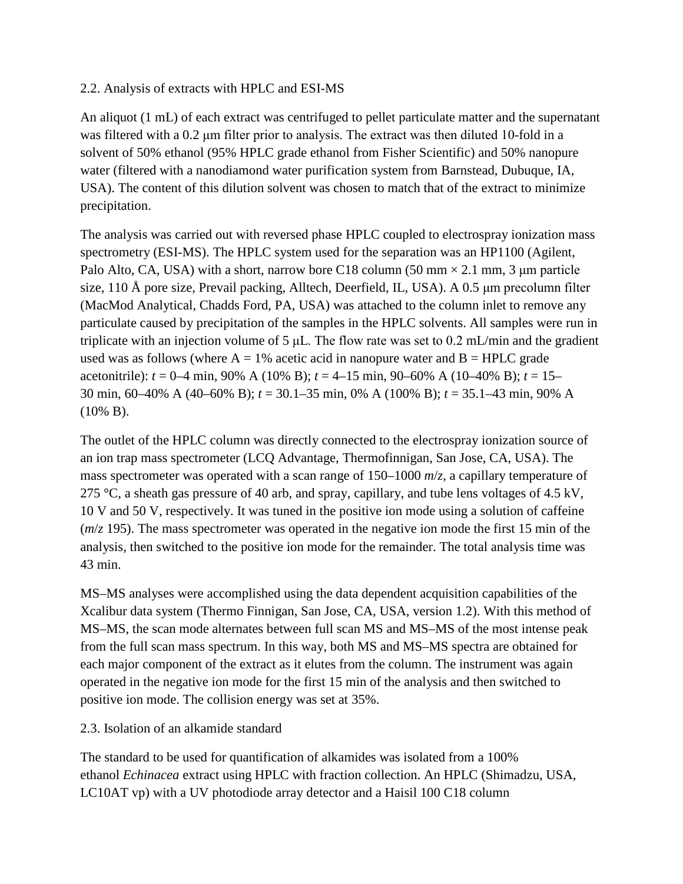### 2.2. Analysis of extracts with HPLC and ESI-MS

An aliquot (1 mL) of each extract was centrifuged to pellet particulate matter and the supernatant was filtered with a 0.2 μm filter prior to analysis. The extract was then diluted 10-fold in a solvent of 50% ethanol (95% HPLC grade ethanol from Fisher Scientific) and 50% nanopure water (filtered with a nanodiamond water purification system from Barnstead, Dubuque, IA, USA). The content of this dilution solvent was chosen to match that of the extract to minimize precipitation.

The analysis was carried out with reversed phase HPLC coupled to electrospray ionization mass spectrometry (ESI-MS). The HPLC system used for the separation was an HP1100 (Agilent, Palo Alto, CA, USA) with a short, narrow bore C18 column (50 mm × 2.1 mm, 3 μm particle size, 110 Å pore size, Prevail packing, Alltech, Deerfield, IL, USA). A 0.5 μm precolumn filter (MacMod Analytical, Chadds Ford, PA, USA) was attached to the column inlet to remove any particulate caused by precipitation of the samples in the HPLC solvents. All samples were run in triplicate with an injection volume of 5 μL. The flow rate was set to 0.2 mL/min and the gradient used was as follows (where A = 1% acetic acid in nanopure water and B = HPLC grade acetonitrile): *t* = 0–4 min, 90% A (10% B); *t* = 4–15 min, 90–60% A (10–40% B); *t* = 15–30 min, 60–40% A (40–60% B); *t* = 30.1–35 min, 0% A (100% B); *t* = 35.1–43 min, 90% A (10% B).

The outlet of the HPLC column was directly connected to the electrospray ionization source of an ion trap mass spectrometer (LCQ Advantage, Thermofinnigan, San Jose, CA, USA). The mass spectrometer was operated with a scan range of 150–1000 *m*/*z*, a capillary temperature of 275 °C, a sheath gas pressure of 40 arb, and spray, capillary, and tube lens voltages of 4.5 kV, 10 V and 50 V, respectively. It was tuned in the positive ion mode using a solution of caffeine (*m*/*z* 195). The mass spectrometer was operated in the negative ion mode the first 15 min of the analysis, then switched to the positive ion mode for the remainder. The total analysis time was 43 min.

MS–MS analyses were accomplished using the data dependent acquisition capabilities of the Xcalibur data system (Thermo Finnigan, San Jose, CA, USA, version 1.2). With this method of MS–MS, the scan mode alternates between full scan MS and MS–MS of the most intense peak from the full scan mass spectrum. In this way, both MS and MS–MS spectra are obtained for each major component of the extract as it elutes from the column. The instrument was again operated in the negative ion mode for the first 15 min of the analysis and then switched to positive ion mode. The collision energy was set at 35%.

### 2.3. Isolation of an alkamide standard

The standard to be used for quantification of alkamides was isolated from a 100% ethanol *Echinacea* extract using HPLC with fraction collection. An HPLC (Shimadzu, USA, LC10AT vp) with a UV photodiode array detector and a Haisil 100 C18 column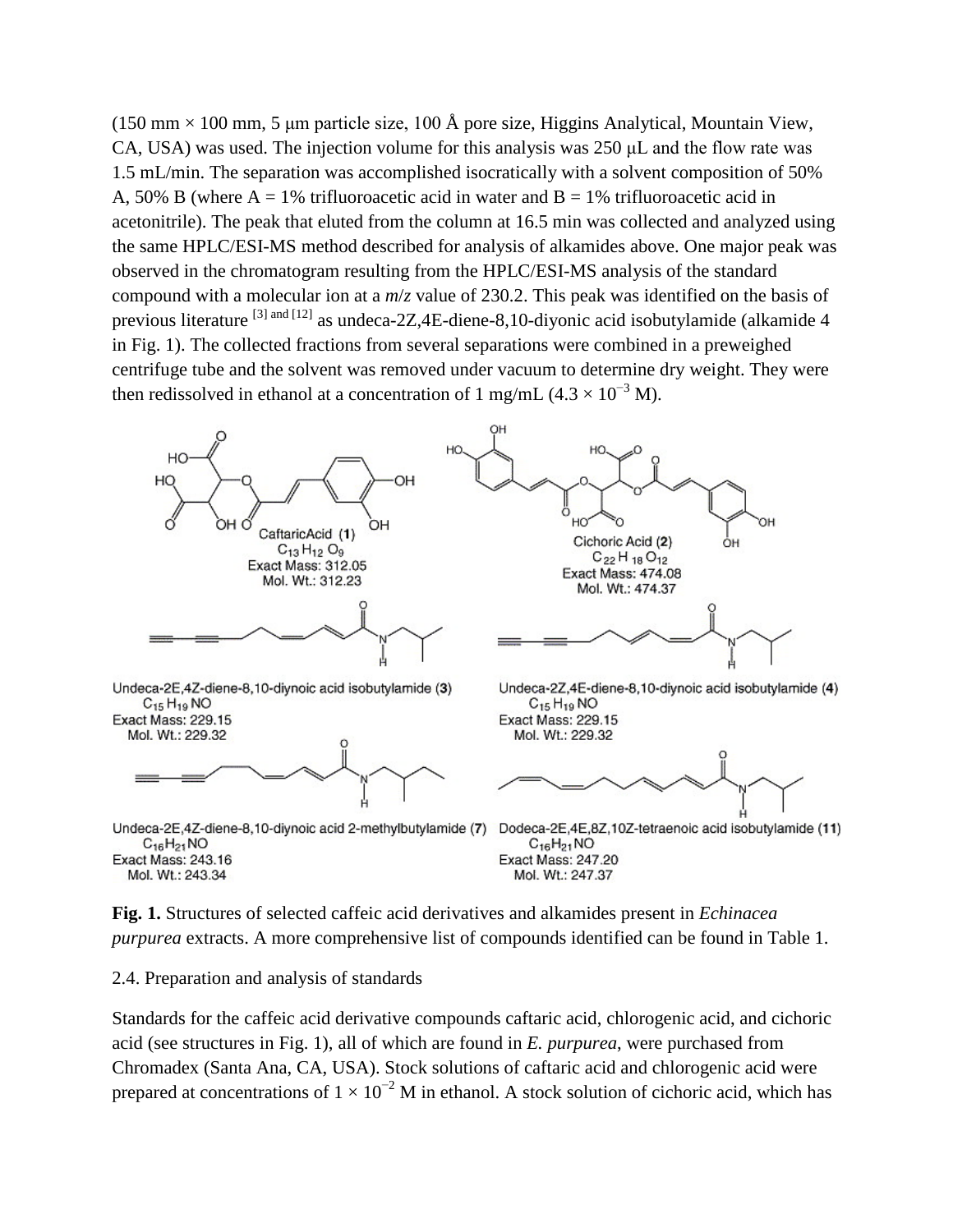(150 mm × 100 mm, 5 μm particle size, 100 Å pore size, Higgins Analytical, Mountain View, CA, USA) was used. The injection volume for this analysis was 250 μL and the flow rate was 1.5 mL/min. The separation was accomplished isocratically with a solvent composition of 50% A, 50% B (where A = 1% trifluoroacetic acid in water and B = 1% trifluoroacetic acid in acetonitrile). The peak that eluted from the column at 16.5 min was collected and analyzed using the same HPLC/ESI-MS method described for analysis of alkamides above. One major peak was observed in the chromatogram resulting from the HPLC/ESI-MS analysis of the standard compound with a molecular ion at a *m*/*z* value of 230.2. This peak was identified on the basis of previous literature [3] and [12] as undeca-2Z,4E-diene-8,10-diyonic acid isobutylamide (alkamide 4 in Fig. 1). The collected fractions from several separations were combined in a preweighed centrifuge tube and the solvent was removed under vacuum to determine dry weight. They were then redissolved in ethanol at a concentration of 1 mg/mL ($4.3 \times 10^{-3}$ M).

**Fig. 1.** Structures of selected caffeic acid derivatives and alkamides present in *Echinacea purpurea* extracts. A more comprehensive list of compounds identified can be found in Table 1.

2.4. Preparation and analysis of standards

Standards for the caffeic acid derivative compounds caftaric acid, chlorogenic acid, and cichoric acid (see structures in Fig. 1), all of which are found in *E. purpurea*, were purchased from Chromadex (Santa Ana, CA, USA). Stock solutions of caftaric acid and chlorogenic acid were prepared at concentrations of $1 \times 10^{-2}$ M in ethanol. A stock solution of cichoric acid, which has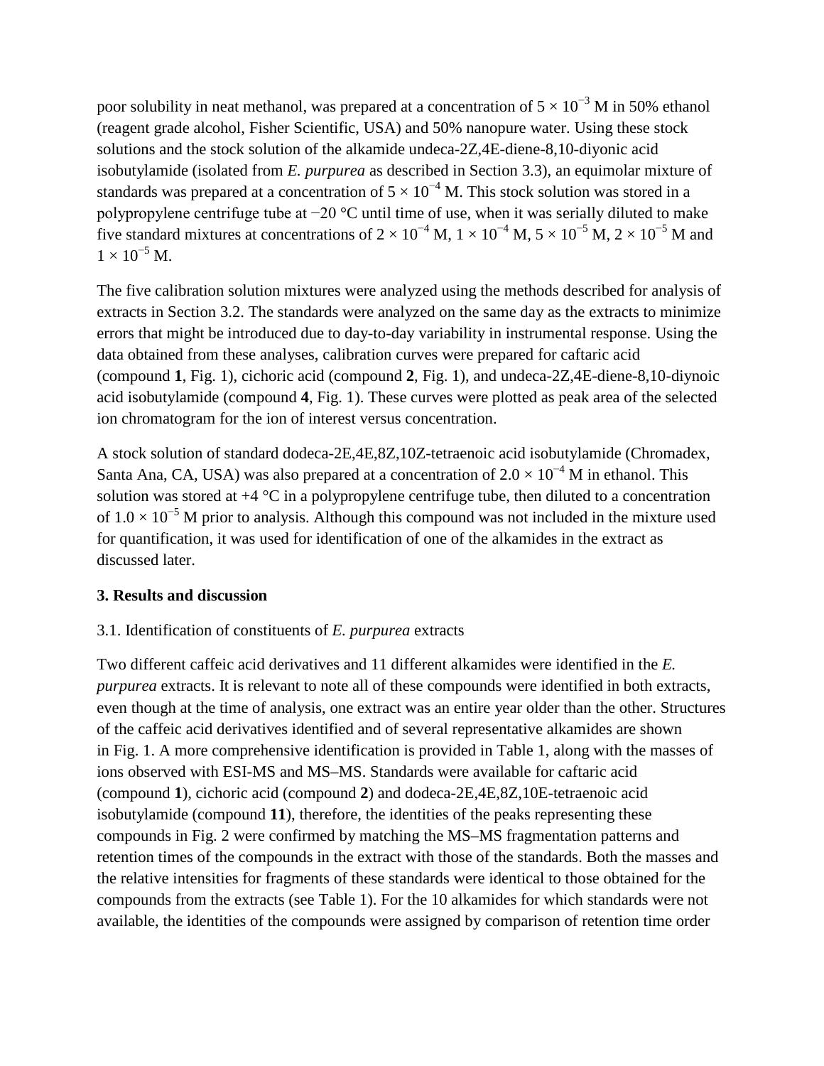poor solubility in neat methanol, was prepared at a concentration of $5 \times 10^{-3}$ M in 50% ethanol (reagent grade alcohol, Fisher Scientific, USA) and 50% nanopure water. Using these stock solutions and the stock solution of the alkamide undeca-2Z,4E-diene-8,10-diyonic acid isobutylamide (isolated from *E. purpurea* as described in Section 3.3), an equimolar mixture of standards was prepared at a concentration of $5 \times 10^{-4}$ M. This stock solution was stored in a polypropylene centrifuge tube at −20 °C until time of use, when it was serially diluted to make five standard mixtures at concentrations of $2 \times 10^{-4}$ M, $1 \times 10^{-4}$ M, $5 \times 10^{-5}$ M, $2 \times 10^{-5}$ M and $1 \times 10^{-5}$ M.

The five calibration solution mixtures were analyzed using the methods described for analysis of extracts in Section 3.2. The standards were analyzed on the same day as the extracts to minimize errors that might be introduced due to day-to-day variability in instrumental response. Using the data obtained from these analyses, calibration curves were prepared for caftaric acid (compound **1**, Fig. 1), cichoric acid (compound **2**, Fig. 1), and undeca-2Z,4E-diene-8,10-diynoic acid isobutylamide (compound **4**, Fig. 1). These curves were plotted as peak area of the selected ion chromatogram for the ion of interest versus concentration.

A stock solution of standard dodeca-2E,4E,8Z,10Z-tetraenoic acid isobutylamide (Chromadex, Santa Ana, CA, USA) was also prepared at a concentration of $2.0 \times 10^{-4}$ M in ethanol. This solution was stored at +4 °C in a polypropylene centrifuge tube, then diluted to a concentration of $1.0 \times 10^{-5}$ M prior to analysis. Although this compound was not included in the mixture used for quantification, it was used for identification of one of the alkamides in the extract as discussed later.

## 3. Results and discussion

### 3.1. Identification of constituents of *E. purpurea* extracts

Two different caffeic acid derivatives and 11 different alkamides were identified in the *E. purpurea* extracts. It is relevant to note all of these compounds were identified in both extracts, even though at the time of analysis, one extract was an entire year older than the other. Structures of the caffeic acid derivatives identified and of several representative alkamides are shown in Fig. 1. A more comprehensive identification is provided in Table 1, along with the masses of ions observed with ESI-MS and MS–MS. Standards were available for caftaric acid (compound **1**), cichoric acid (compound **2**) and dodeca-2E,4E,8Z,10E-tetraenoic acid isobutylamide (compound **11**), therefore, the identities of the peaks representing these compounds in Fig. 2 were confirmed by matching the MS–MS fragmentation patterns and retention times of the compounds in the extract with those of the standards. Both the masses and the relative intensities for fragments of these standards were identical to those obtained for the compounds from the extracts (see Table 1). For the 10 alkamides for which standards were not available, the identities of the compounds were assigned by comparison of retention time order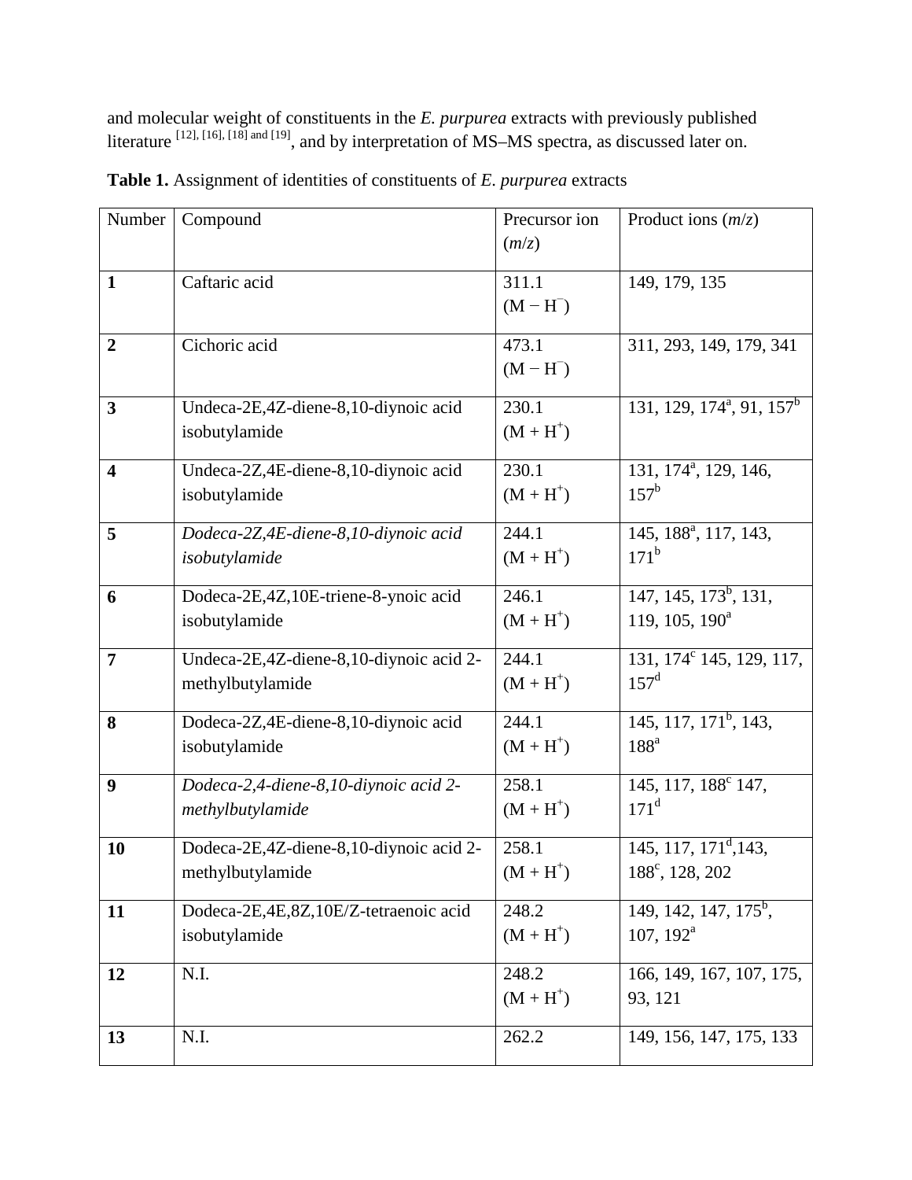and molecular weight of constituents in the *E. purpurea* extracts with previously published literature [12], [16], [18] and [19], and by interpretation of MS–MS spectra, as discussed later on.

**Table 1.** Assignment of identities of constituents of *E. purpurea* extracts

| Number | Compound | Precursor ion (*m*/*z*) | Product ions (*m*/*z*) |
|---|---|---|---|
| **1** | Caftaric acid | 311.1 ($M - H^-$) | 149, 179, 135 |
| **2** | Cichoric acid | 473.1 ($M - H^-$) | 311, 293, 149, 179, 341 |
| **3** | Undeca-2E,4Z-diene-8,10-diynoic acid isobutylamide | 230.1 ($M + H^+$) | 131, 129, 174[a], 91, 157[b] |
| **4** | Undeca-2Z,4E-diene-8,10-diynoic acid isobutylamide | 230.1 ($M + H^+$) | 131, 174[a], 129, 146, 157[b] |
| **5** | *Dodeca-2Z,4E-diene-8,10-diynoic acid isobutylamide* | 244.1 ($M + H^+$) | 145, 188[a], 117, 143, 171[b] |
| **6** | Dodeca-2E,4Z,10E-triene-8-ynoic acid isobutylamide | 246.1 ($M + H^+$) | 147, 145, 173[b], 131, 119, 105, 190[a] |
| **7** | Undeca-2E,4Z-diene-8,10-diynoic acid 2-methylbutylamide | 244.1 ($M + H^+$) | 131, 174[c] 145, 129, 117, 157[d] |
| **8** | Dodeca-2Z,4E-diene-8,10-diynoic acid isobutylamide | 244.1 ($M + H^+$) | 145, 117, 171[b], 143, 188[a] |
| **9** | *Dodeca-2,4-diene-8,10-diynoic acid 2-methylbutylamide* | 258.1 ($M + H^+$) | 145, 117, 188[c] 147, 171[d] |
| **10** | Dodeca-2E,4Z-diene-8,10-diynoic acid 2-methylbutylamide | 258.1 ($M + H^+$) | 145, 117, 171[d],143, 188[c], 128, 202 |
| **11** | Dodeca-2E,4E,8Z,10E/Z-tetraenoic acid isobutylamide | 248.2 ($M + H^+$) | 149, 142, 147, 175[b], 107, 192[a] |
| **12** | N.I. | 248.2 ($M + H^+$) | 166, 149, 167, 107, 175, 93, 121 |
| **13** | N.I. | 262.2 | 149, 156, 147, 175, 133 |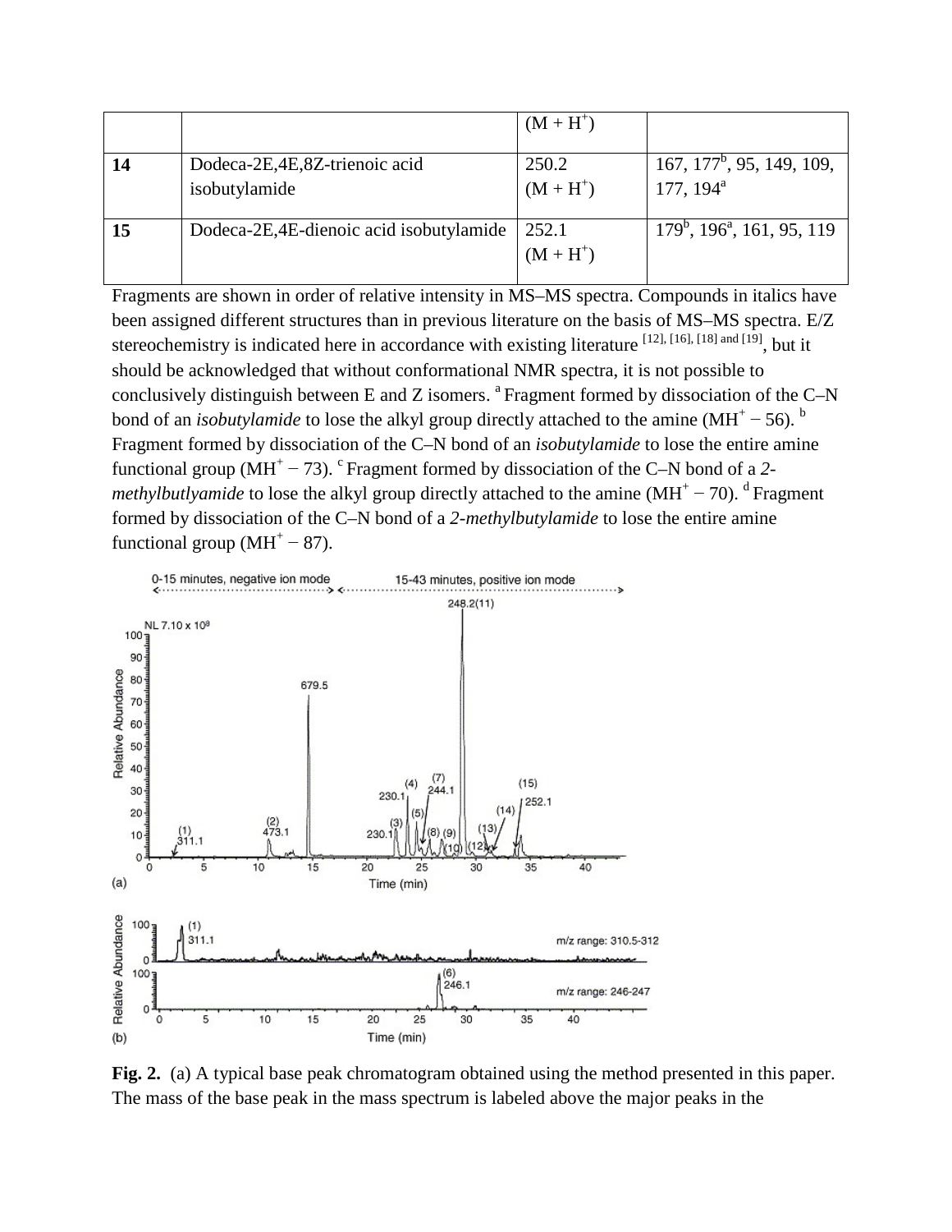|  |  | $(M + H^+)$ |  |
|---|---|---|---|
| **14** | Dodeca-2E,4E,8Z-trienoic acid isobutylamide | 250.2 $(M + H^+)$ | 167, 177[b], 95, 149, 109, 177, 194[a] |
| **15** | Dodeca-2E,4E-dienoic acid isobutylamide | 252.1 $(M + H^+)$ | 179[b], 196[a], 161, 95, 119 |

Fragments are shown in order of relative intensity in MS–MS spectra. Compounds in italics have been assigned different structures than in previous literature on the basis of MS–MS spectra. E/Z stereochemistry is indicated here in accordance with existing literature [12], [16], [18] and [19], but it should be acknowledged that without conformational NMR spectra, it is not possible to conclusively distinguish between E and Z isomers. [a] Fragment formed by dissociation of the C–N bond of an *isobutylamide* to lose the alkyl group directly attached to the amine ($MH^+ - 56$). [b] Fragment formed by dissociation of the C–N bond of an *isobutylamide* to lose the entire amine functional group ($MH^+ - 73$). [c] Fragment formed by dissociation of the C–N bond of a *2-methylbutlyamide* to lose the alkyl group directly attached to the amine ($MH^+ - 70$). [d] Fragment formed by dissociation of the C–N bond of a *2-methylbutylamide* to lose the entire amine functional group ($MH^+ - 87$).

**Fig. 2.** (a) A typical base peak chromatogram obtained using the method presented in this paper. The mass of the base peak in the mass spectrum is labeled above the major peaks in the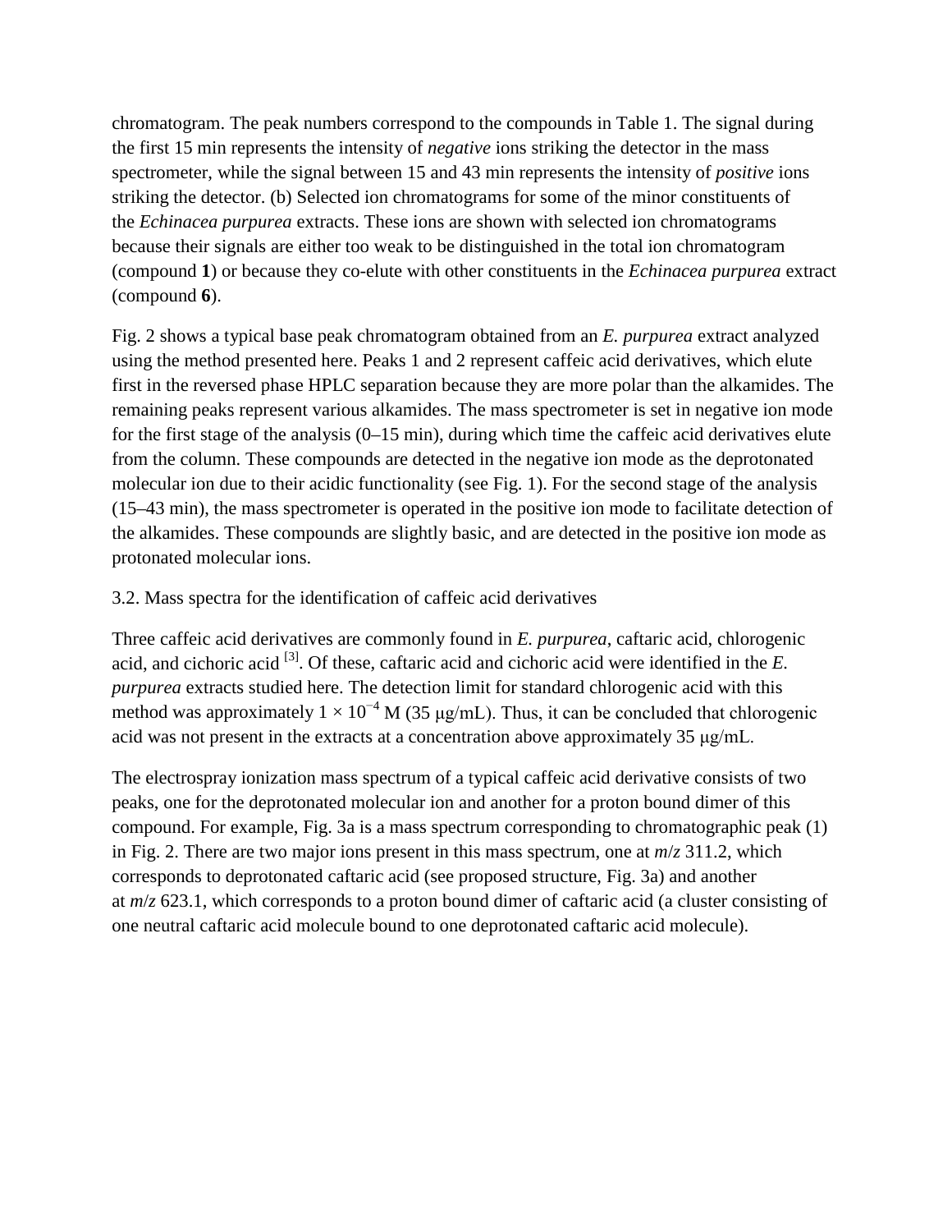chromatogram. The peak numbers correspond to the compounds in Table 1. The signal during the first 15 min represents the intensity of *negative* ions striking the detector in the mass spectrometer, while the signal between 15 and 43 min represents the intensity of *positive* ions striking the detector. (b) Selected ion chromatograms for some of the minor constituents of the *Echinacea purpurea* extracts. These ions are shown with selected ion chromatograms because their signals are either too weak to be distinguished in the total ion chromatogram (compound **1**) or because they co-elute with other constituents in the *Echinacea purpurea* extract (compound **6**).

Fig. 2 shows a typical base peak chromatogram obtained from an *E. purpurea* extract analyzed using the method presented here. Peaks 1 and 2 represent caffeic acid derivatives, which elute first in the reversed phase HPLC separation because they are more polar than the alkamides. The remaining peaks represent various alkamides. The mass spectrometer is set in negative ion mode for the first stage of the analysis (0–15 min), during which time the caffeic acid derivatives elute from the column. These compounds are detected in the negative ion mode as the deprotonated molecular ion due to their acidic functionality (see Fig. 1). For the second stage of the analysis (15–43 min), the mass spectrometer is operated in the positive ion mode to facilitate detection of the alkamides. These compounds are slightly basic, and are detected in the positive ion mode as protonated molecular ions.

3.2. Mass spectra for the identification of caffeic acid derivatives

Three caffeic acid derivatives are commonly found in *E. purpurea*, caftaric acid, chlorogenic acid, and cichoric acid [3]. Of these, caftaric acid and cichoric acid were identified in the *E. purpurea* extracts studied here. The detection limit for standard chlorogenic acid with this method was approximately $1 \times 10^{-4}$ M (35 μg/mL). Thus, it can be concluded that chlorogenic acid was not present in the extracts at a concentration above approximately 35 μg/mL.

The electrospray ionization mass spectrum of a typical caffeic acid derivative consists of two peaks, one for the deprotonated molecular ion and another for a proton bound dimer of this compound. For example, Fig. 3a is a mass spectrum corresponding to chromatographic peak (1) in Fig. 2. There are two major ions present in this mass spectrum, one at $m/z$ 311.2, which corresponds to deprotonated caftaric acid (see proposed structure, Fig. 3a) and another at $m/z$ 623.1, which corresponds to a proton bound dimer of caftaric acid (a cluster consisting of one neutral caftaric acid molecule bound to one deprotonated caftaric acid molecule).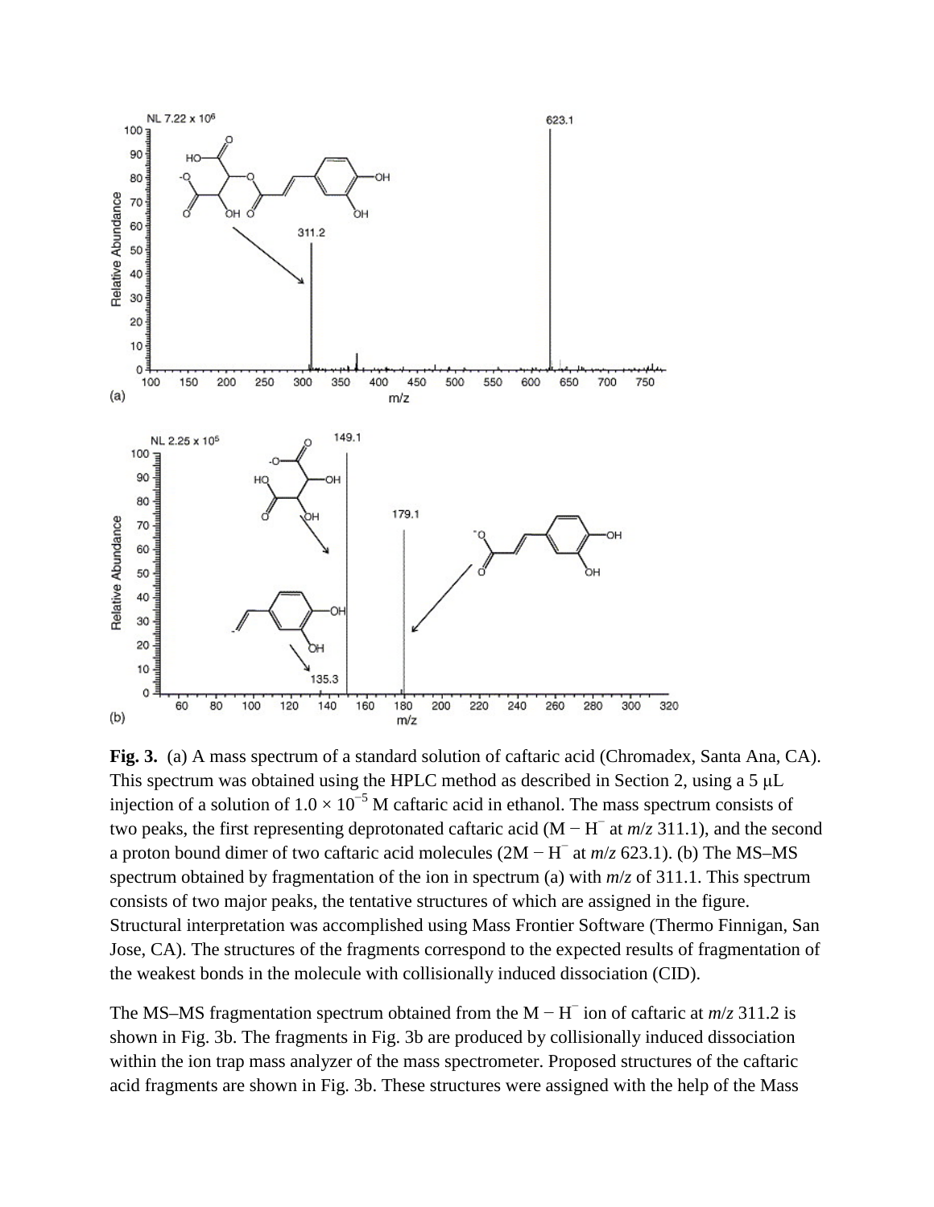**Fig. 3.** (a) A mass spectrum of a standard solution of caftaric acid (Chromadex, Santa Ana, CA). This spectrum was obtained using the HPLC method as described in Section 2, using a 5 μL injection of a solution of $1.0 \times 10^{-5}$ M caftaric acid in ethanol. The mass spectrum consists of two peaks, the first representing deprotonated caftaric acid ($M - H^{-}$ at *m*/*z* 311.1), and the second a proton bound dimer of two caftaric acid molecules ($2M - H^{-}$ at *m*/*z* 623.1). (b) The MS–MS spectrum obtained by fragmentation of the ion in spectrum (a) with *m*/*z* of 311.1. This spectrum consists of two major peaks, the tentative structures of which are assigned in the figure. Structural interpretation was accomplished using Mass Frontier Software (Thermo Finnigan, San Jose, CA). The structures of the fragments correspond to the expected results of fragmentation of the weakest bonds in the molecule with collisionally induced dissociation (CID).

The MS–MS fragmentation spectrum obtained from the $M - H^{-}$ ion of caftaric at *m*/*z* 311.2 is shown in Fig. 3b. The fragments in Fig. 3b are produced by collisionally induced dissociation within the ion trap mass analyzer of the mass spectrometer. Proposed structures of the caftaric acid fragments are shown in Fig. 3b. These structures were assigned with the help of the Mass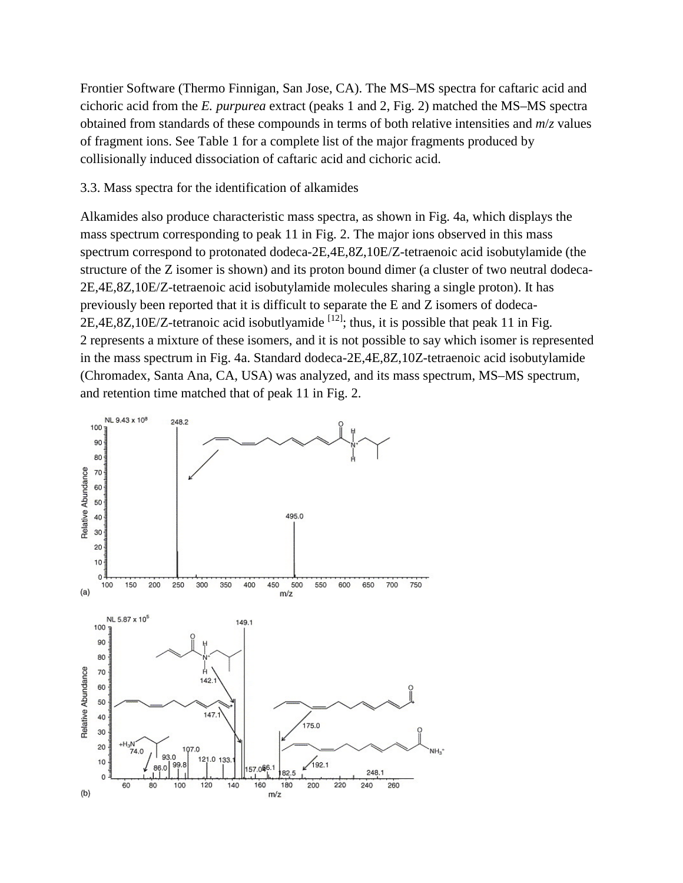Frontier Software (Thermo Finnigan, San Jose, CA). The MS–MS spectra for caftaric acid and cichoric acid from the *E. purpurea* extract (peaks 1 and 2, Fig. 2) matched the MS–MS spectra obtained from standards of these compounds in terms of both relative intensities and *m*/*z* values of fragment ions. See Table 1 for a complete list of the major fragments produced by collisionally induced dissociation of caftaric acid and cichoric acid.

3.3. Mass spectra for the identification of alkamides

Alkamides also produce characteristic mass spectra, as shown in Fig. 4a, which displays the mass spectrum corresponding to peak 11 in Fig. 2. The major ions observed in this mass spectrum correspond to protonated dodeca-2E,4E,8Z,10E/Z-tetraenoic acid isobutylamide (the structure of the Z isomer is shown) and its proton bound dimer (a cluster of two neutral dodeca-2E,4E,8Z,10E/Z-tetraenoic acid isobutylamide molecules sharing a single proton). It has previously been reported that it is difficult to separate the E and Z isomers of dodeca-2E,4E,8Z,10E/Z-tetranoic acid isobutlyamide [12]; thus, it is possible that peak 11 in Fig. 2 represents a mixture of these isomers, and it is not possible to say which isomer is represented in the mass spectrum in Fig. 4a. Standard dodeca-2E,4E,8Z,10Z-tetraenoic acid isobutylamide (Chromadex, Santa Ana, CA, USA) was analyzed, and its mass spectrum, MS–MS spectrum, and retention time matched that of peak 11 in Fig. 2.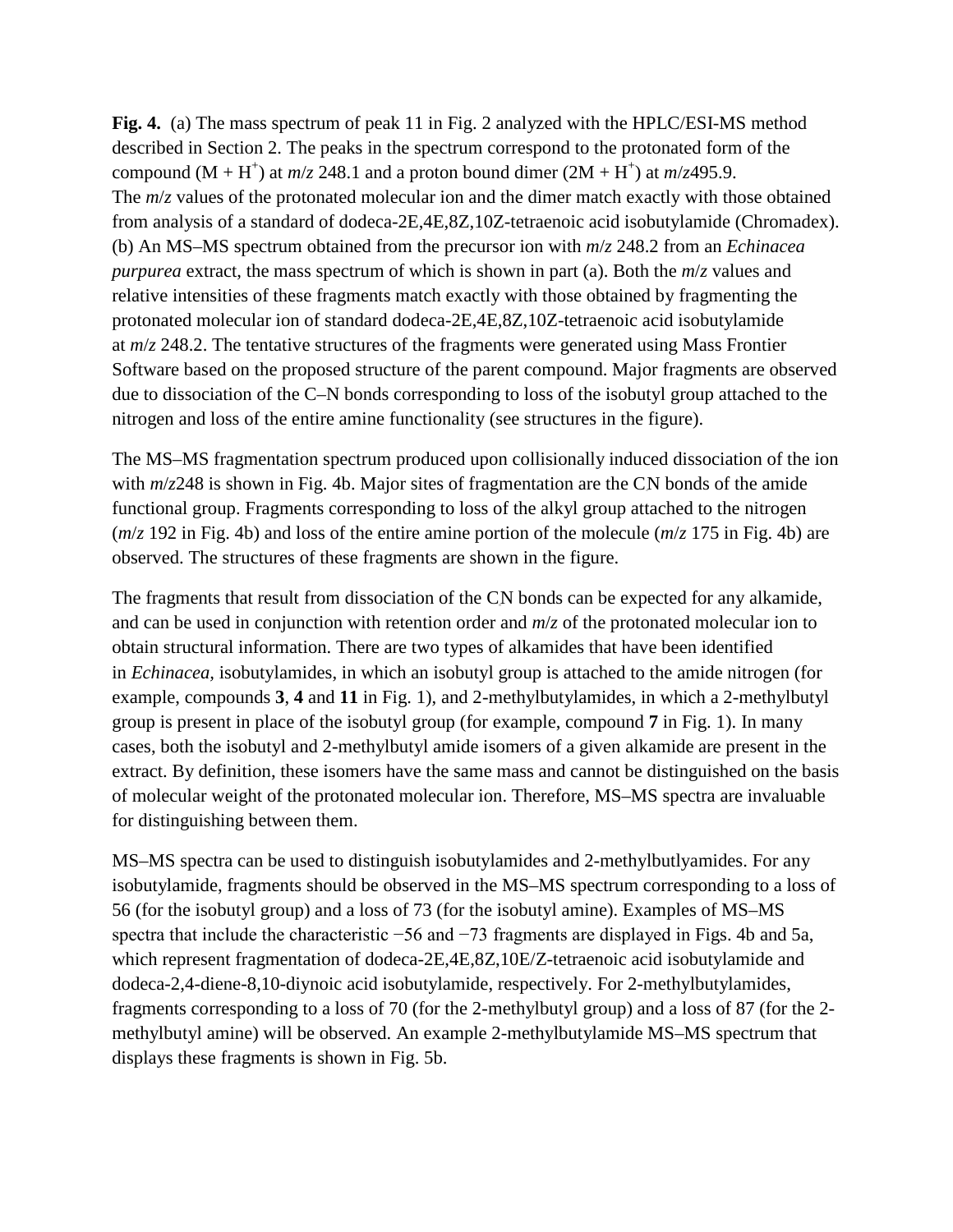**Fig. 4.** (a) The mass spectrum of peak 11 in Fig. 2 analyzed with the HPLC/ESI-MS method described in Section 2. The peaks in the spectrum correspond to the protonated form of the compound ($M + H^+$) at *m*/*z* 248.1 and a proton bound dimer ($2M + H^+$) at *m*/*z*495.9. The *m*/*z* values of the protonated molecular ion and the dimer match exactly with those obtained from analysis of a standard of dodeca-2E,4E,8Z,10Z-tetraenoic acid isobutylamide (Chromadex). (b) An MS–MS spectrum obtained from the precursor ion with *m*/*z* 248.2 from an *Echinacea purpurea* extract, the mass spectrum of which is shown in part (a). Both the *m*/*z* values and relative intensities of these fragments match exactly with those obtained by fragmenting the protonated molecular ion of standard dodeca-2E,4E,8Z,10Z-tetraenoic acid isobutylamide at *m*/*z* 248.2. The tentative structures of the fragments were generated using Mass Frontier Software based on the proposed structure of the parent compound. Major fragments are observed due to dissociation of the C–N bonds corresponding to loss of the isobutyl group attached to the nitrogen and loss of the entire amine functionality (see structures in the figure).

The MS–MS fragmentation spectrum produced upon collisionally induced dissociation of the ion with *m*/*z*248 is shown in Fig. 4b. Major sites of fragmentation are the CN bonds of the amide functional group. Fragments corresponding to loss of the alkyl group attached to the nitrogen (*m*/*z* 192 in Fig. 4b) and loss of the entire amine portion of the molecule (*m*/*z* 175 in Fig. 4b) are observed. The structures of these fragments are shown in the figure.

The fragments that result from dissociation of the CN bonds can be expected for any alkamide, and can be used in conjunction with retention order and *m*/*z* of the protonated molecular ion to obtain structural information. There are two types of alkamides that have been identified in *Echinacea,* isobutylamides, in which an isobutyl group is attached to the amide nitrogen (for example, compounds **3**, **4** and **11** in Fig. 1), and 2-methylbutylamides, in which a 2-methylbutyl group is present in place of the isobutyl group (for example, compound **7** in Fig. 1). In many cases, both the isobutyl and 2-methylbutyl amide isomers of a given alkamide are present in the extract. By definition, these isomers have the same mass and cannot be distinguished on the basis of molecular weight of the protonated molecular ion. Therefore, MS–MS spectra are invaluable for distinguishing between them.

MS–MS spectra can be used to distinguish isobutylamides and 2-methylbutlyamides. For any isobutylamide, fragments should be observed in the MS–MS spectrum corresponding to a loss of 56 (for the isobutyl group) and a loss of 73 (for the isobutyl amine). Examples of MS–MS spectra that include the characteristic −56 and −73 fragments are displayed in Figs. 4b and 5a, which represent fragmentation of dodeca-2E,4E,8Z,10E/Z-tetraenoic acid isobutylamide and dodeca-2,4-diene-8,10-diynoic acid isobutylamide, respectively. For 2-methylbutylamides, fragments corresponding to a loss of 70 (for the 2-methylbutyl group) and a loss of 87 (for the 2-methylbutyl amine) will be observed. An example 2-methylbutylamide MS–MS spectrum that displays these fragments is shown in Fig. 5b.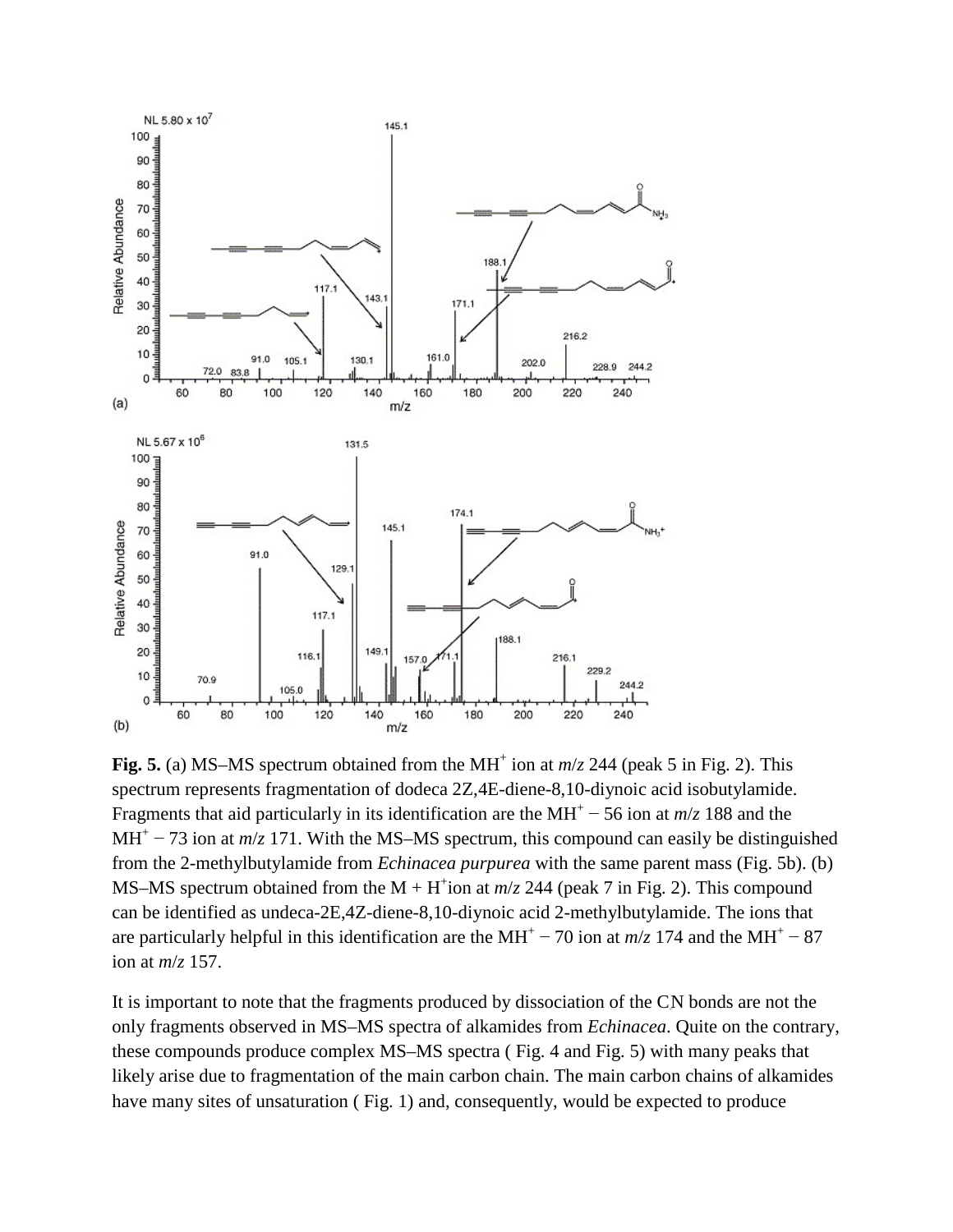**Fig. 5.** (a) MS–MS spectrum obtained from the $MH^+$ ion at *m*/*z* 244 (peak 5 in Fig. 2). This spectrum represents fragmentation of dodeca 2Z,4E-diene-8,10-diynoic acid isobutylamide. Fragments that aid particularly in its identification are the $MH^+ - 56$ ion at *m*/*z* 188 and the $MH^+ - 73$ ion at *m*/*z* 171. With the MS–MS spectrum, this compound can easily be distinguished from the 2-methylbutylamide from *Echinacea purpurea* with the same parent mass (Fig. 5b). (b) MS–MS spectrum obtained from the $M + H^+$ion at *m*/*z* 244 (peak 7 in Fig. 2). This compound can be identified as undeca-2E,4Z-diene-8,10-diynoic acid 2-methylbutylamide. The ions that are particularly helpful in this identification are the $MH^+ - 70$ ion at *m*/*z* 174 and the $MH^+ - 87$ ion at *m*/*z* 157.

It is important to note that the fragments produced by dissociation of the CN bonds are not the only fragments observed in MS–MS spectra of alkamides from *Echinacea*. Quite on the contrary, these compounds produce complex MS–MS spectra ( Fig. 4 and Fig. 5) with many peaks that likely arise due to fragmentation of the main carbon chain. The main carbon chains of alkamides have many sites of unsaturation ( Fig. 1) and, consequently, would be expected to produce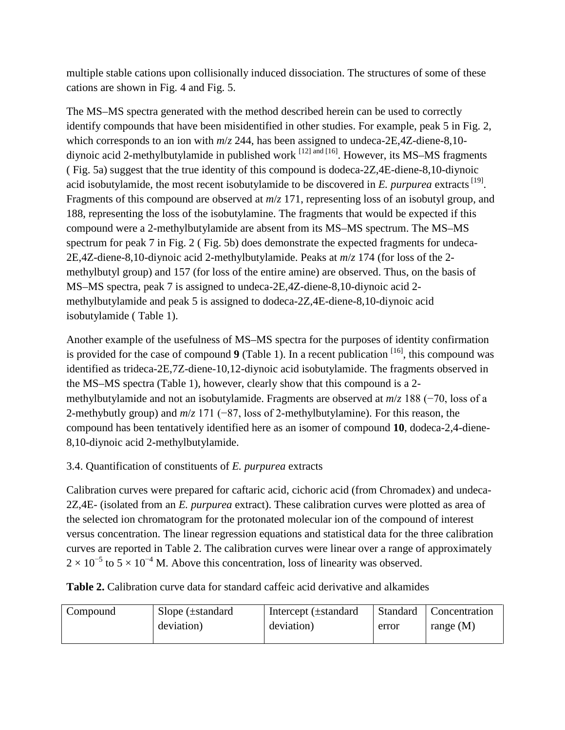multiple stable cations upon collisionally induced dissociation. The structures of some of these cations are shown in Fig. 4 and Fig. 5.

The MS–MS spectra generated with the method described herein can be used to correctly identify compounds that have been misidentified in other studies. For example, peak 5 in Fig. 2, which corresponds to an ion with *m*/*z* 244, has been assigned to undeca-2E,4Z-diene-8,10-diynoic acid 2-methylbutylamide in published work [12] and [16]. However, its MS–MS fragments ( Fig. 5a) suggest that the true identity of this compound is dodeca-2Z,4E-diene-8,10-diynoic acid isobutylamide, the most recent isobutylamide to be discovered in *E. purpurea* extracts [19]. Fragments of this compound are observed at *m*/*z* 171, representing loss of an isobutyl group, and 188, representing the loss of the isobutylamine. The fragments that would be expected if this compound were a 2-methylbutylamide are absent from its MS–MS spectrum. The MS–MS spectrum for peak 7 in Fig. 2 ( Fig. 5b) does demonstrate the expected fragments for undeca-2E,4Z-diene-8,10-diynoic acid 2-methylbutylamide. Peaks at *m*/*z* 174 (for loss of the 2-methylbutyl group) and 157 (for loss of the entire amine) are observed. Thus, on the basis of MS–MS spectra, peak 7 is assigned to undeca-2E,4Z-diene-8,10-diynoic acid 2-methylbutylamide and peak 5 is assigned to dodeca-2Z,4E-diene-8,10-diynoic acid isobutylamide ( Table 1).

Another example of the usefulness of MS–MS spectra for the purposes of identity confirmation is provided for the case of compound **9** (Table 1). In a recent publication [16], this compound was identified as trideca-2E,7Z-diene-10,12-diynoic acid isobutylamide. The fragments observed in the MS–MS spectra (Table 1), however, clearly show that this compound is a 2-methylbutylamide and not an isobutylamide. Fragments are observed at *m*/*z* 188 (−70, loss of a 2-methybutly group) and *m*/*z* 171 (−87, loss of 2-methylbutylamine). For this reason, the compound has been tentatively identified here as an isomer of compound **10**, dodeca-2,4-diene-8,10-diynoic acid 2-methylbutylamide.

### 3.4. Quantification of constituents of *E. purpurea* extracts

Calibration curves were prepared for caftaric acid, cichoric acid (from Chromadex) and undeca-2Z,4E- (isolated from an *E. purpurea* extract). These calibration curves were plotted as area of the selected ion chromatogram for the protonated molecular ion of the compound of interest versus concentration. The linear regression equations and statistical data for the three calibration curves are reported in Table 2. The calibration curves were linear over a range of approximately $2 \times 10^{-5}$ to $5 \times 10^{-4}$ M. Above this concentration, loss of linearity was observed.

**Table 2.** Calibration curve data for standard caffeic acid derivative and alkamides

| Compound | Slope (±standard deviation) | Intercept (±standard deviation) | Standard error | Concentration range (M) |
|---|---|---|---|---|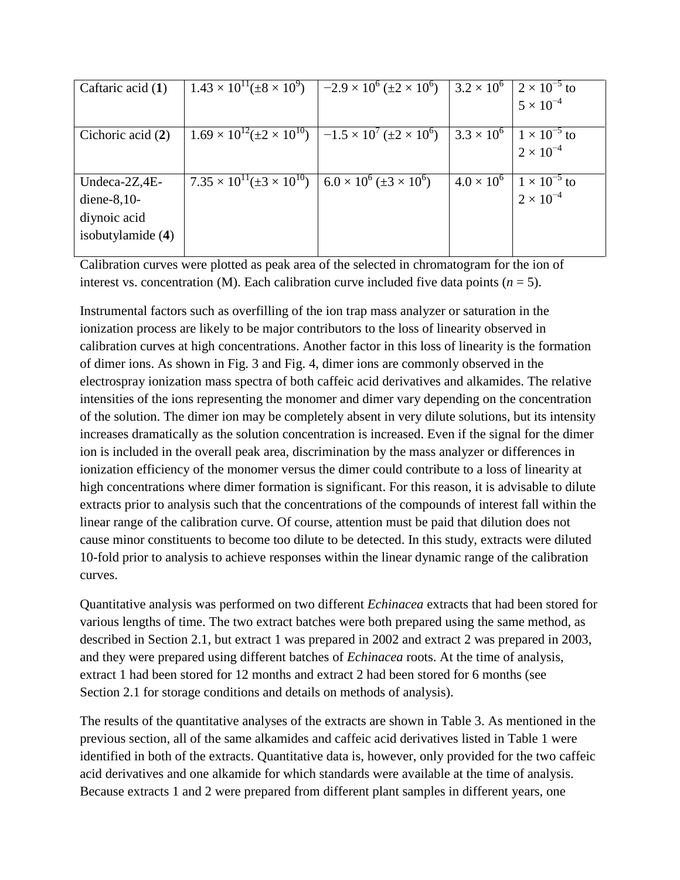| | | | | |
|---|---|---|---|---|
| Caftaric acid (**1**) | $1.43 \times 10^{11} (\pm 8 \times 10^{9})$ | $-2.9 \times 10^{6}$ ($\pm 2 \times 10^{6}$) | $3.2 \times 10^{6}$ | $2 \times 10^{-5}$ to $5 \times 10^{-4}$ |
| Cichoric acid (**2**) | $1.69 \times 10^{12} (\pm 2 \times 10^{10})$ | $-1.5 \times 10^{7}$ ($\pm 2 \times 10^{6}$) | $3.3 \times 10^{6}$ | $1 \times 10^{-5}$ to $2 \times 10^{-4}$ |
| Undeca-2Z,4E-diene-8,10-diynoic acid isobutylamide (**4**) | $7.35 \times 10^{11} (\pm 3 \times 10^{10})$ | $6.0 \times 10^{6}$ ($\pm 3 \times 10^{6}$) | $4.0 \times 10^{6}$ | $1 \times 10^{-5}$ to $2 \times 10^{-4}$ |

Calibration curves were plotted as peak area of the selected in chromatogram for the ion of interest vs. concentration (M). Each calibration curve included five data points ($n = 5$).

Instrumental factors such as overfilling of the ion trap mass analyzer or saturation in the ionization process are likely to be major contributors to the loss of linearity observed in calibration curves at high concentrations. Another factor in this loss of linearity is the formation of dimer ions. As shown in Fig. 3 and Fig. 4, dimer ions are commonly observed in the electrospray ionization mass spectra of both caffeic acid derivatives and alkamides. The relative intensities of the ions representing the monomer and dimer vary depending on the concentration of the solution. The dimer ion may be completely absent in very dilute solutions, but its intensity increases dramatically as the solution concentration is increased. Even if the signal for the dimer ion is included in the overall peak area, discrimination by the mass analyzer or differences in ionization efficiency of the monomer versus the dimer could contribute to a loss of linearity at high concentrations where dimer formation is significant. For this reason, it is advisable to dilute extracts prior to analysis such that the concentrations of the compounds of interest fall within the linear range of the calibration curve. Of course, attention must be paid that dilution does not cause minor constituents to become too dilute to be detected. In this study, extracts were diluted 10-fold prior to analysis to achieve responses within the linear dynamic range of the calibration curves.

Quantitative analysis was performed on two different *Echinacea* extracts that had been stored for various lengths of time. The two extract batches were both prepared using the same method, as described in Section 2.1, but extract 1 was prepared in 2002 and extract 2 was prepared in 2003, and they were prepared using different batches of *Echinacea* roots. At the time of analysis, extract 1 had been stored for 12 months and extract 2 had been stored for 6 months (see Section 2.1 for storage conditions and details on methods of analysis).

The results of the quantitative analyses of the extracts are shown in Table 3. As mentioned in the previous section, all of the same alkamides and caffeic acid derivatives listed in Table 1 were identified in both of the extracts. Quantitative data is, however, only provided for the two caffeic acid derivatives and one alkamide for which standards were available at the time of analysis. Because extracts 1 and 2 were prepared from different plant samples in different years, one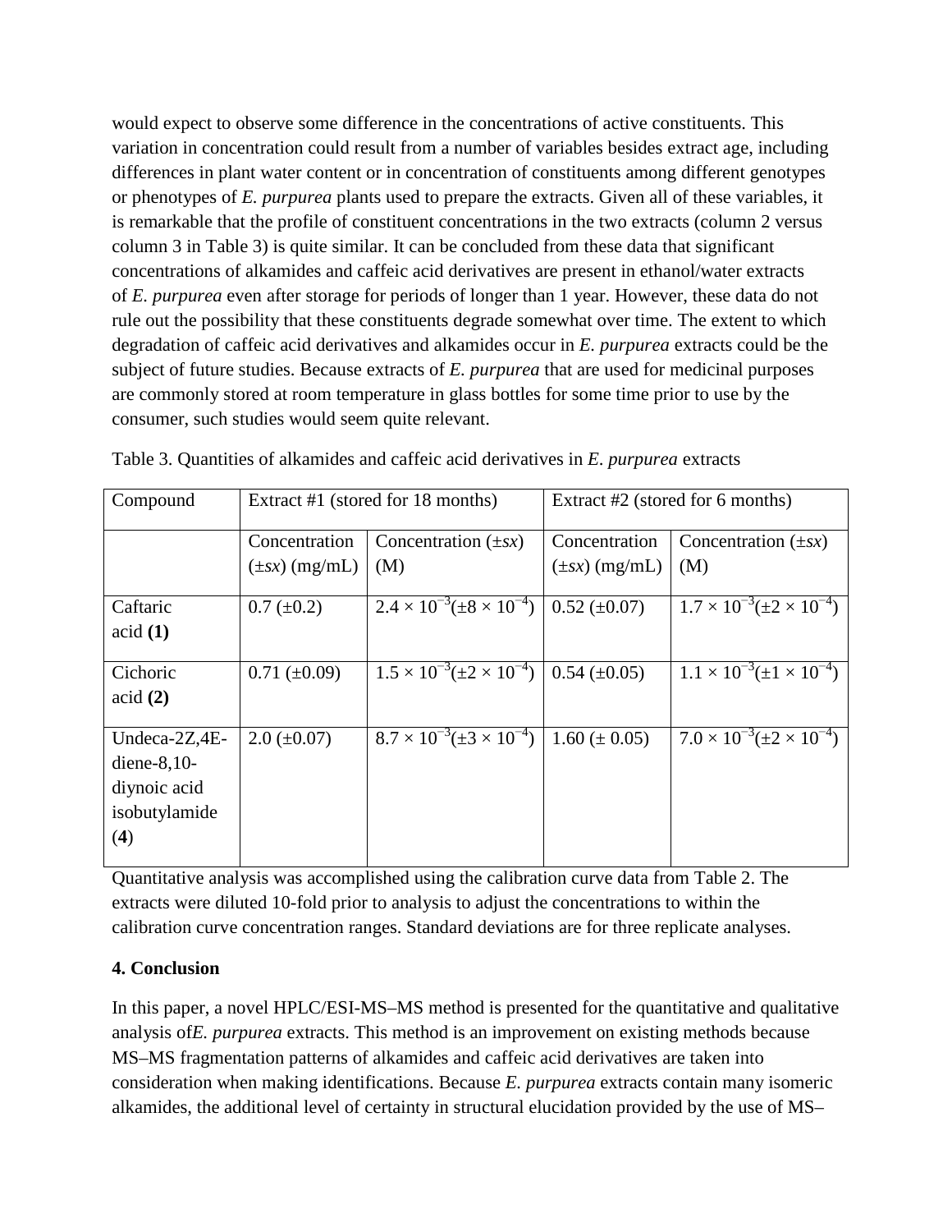would expect to observe some difference in the concentrations of active constituents. This variation in concentration could result from a number of variables besides extract age, including differences in plant water content or in concentration of constituents among different genotypes or phenotypes of *E. purpurea* plants used to prepare the extracts. Given all of these variables, it is remarkable that the profile of constituent concentrations in the two extracts (column 2 versus column 3 in Table 3) is quite similar. It can be concluded from these data that significant concentrations of alkamides and caffeic acid derivatives are present in ethanol/water extracts of *E. purpurea* even after storage for periods of longer than 1 year. However, these data do not rule out the possibility that these constituents degrade somewhat over time. The extent to which degradation of caffeic acid derivatives and alkamides occur in *E. purpurea* extracts could be the subject of future studies. Because extracts of *E. purpurea* that are used for medicinal purposes are commonly stored at room temperature in glass bottles for some time prior to use by the consumer, such studies would seem quite relevant.

Table 3. Quantities of alkamides and caffeic acid derivatives in *E. purpurea* extracts

| Compound | Extract #1 (stored for 18 months) | | Extract #2 (stored for 6 months) | |
|---|---|---|---|---|
| | Concentration (±*sx*) (mg/mL) | Concentration (±*sx*) (M) | Concentration (±*sx*) (mg/mL) | Concentration (±*sx*) (M) |
| Caftaric acid **(1)** | 0.7 (±0.2) | $2.4 \times 10^{-3}$(±$8 \times 10^{-4}$) | 0.52 (±0.07) | $1.7 \times 10^{-3}$(±$2 \times 10^{-4}$) |
| Cichoric acid **(2)** | 0.71 (±0.09) | $1.5 \times 10^{-3}$(±$2 \times 10^{-4}$) | 0.54 (±0.05) | $1.1 \times 10^{-3}$(±$1 \times 10^{-4}$) |
| Undeca-2Z,4E-diene-8,10-diynoic acid isobutylamide (**4**) | 2.0 (±0.07) | $8.7 \times 10^{-3}$(±$3 \times 10^{-4}$) | 1.60 (± 0.05) | $7.0 \times 10^{-3}$(±$2 \times 10^{-4}$) |

Quantitative analysis was accomplished using the calibration curve data from Table 2. The extracts were diluted 10-fold prior to analysis to adjust the concentrations to within the calibration curve concentration ranges. Standard deviations are for three replicate analyses.

## 4. Conclusion

In this paper, a novel HPLC/ESI-MS–MS method is presented for the quantitative and qualitative analysis of*E. purpurea* extracts. This method is an improvement on existing methods because MS–MS fragmentation patterns of alkamides and caffeic acid derivatives are taken into consideration when making identifications. Because *E. purpurea* extracts contain many isomeric alkamides, the additional level of certainty in structural elucidation provided by the use of MS–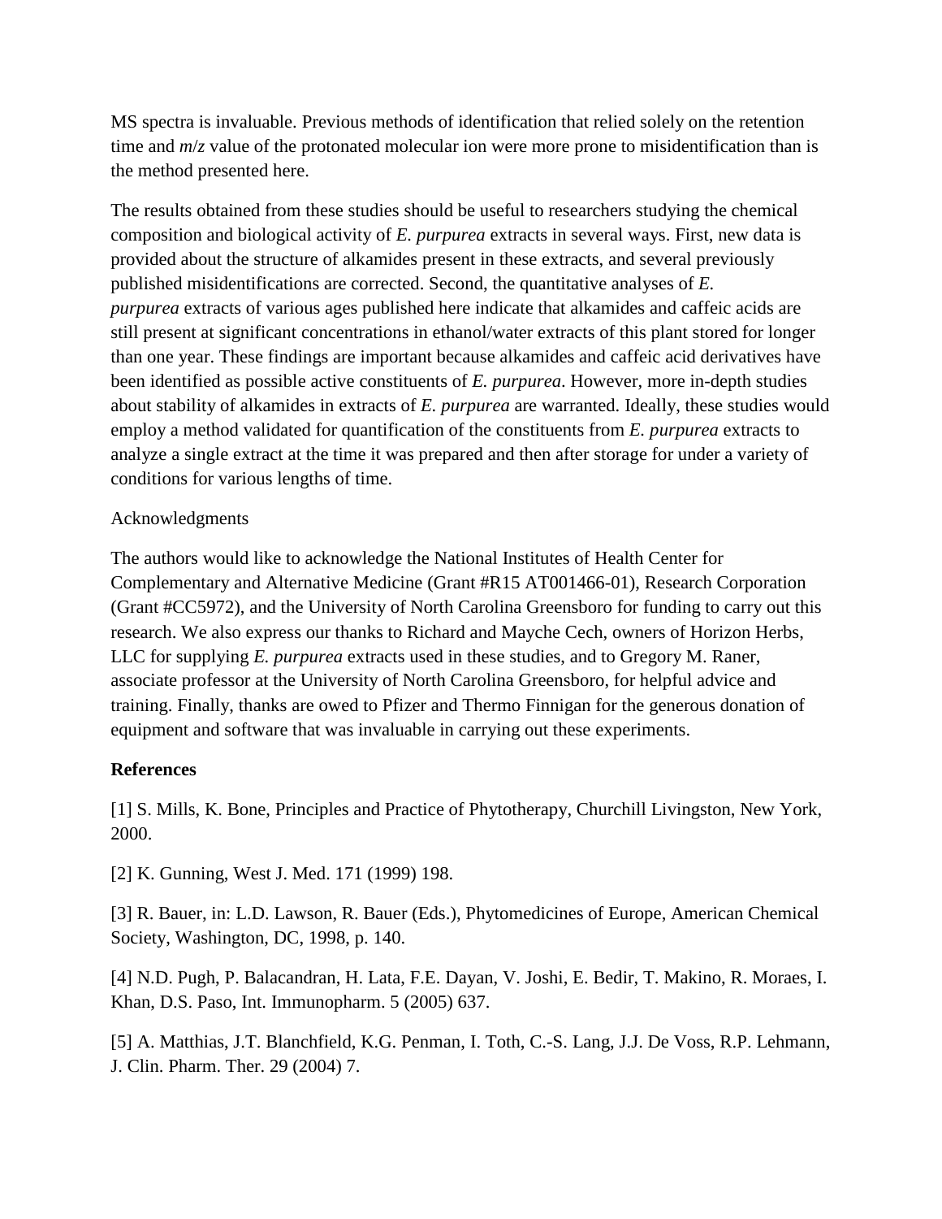MS spectra is invaluable. Previous methods of identification that relied solely on the retention time and *m*/*z* value of the protonated molecular ion were more prone to misidentification than is the method presented here.

The results obtained from these studies should be useful to researchers studying the chemical composition and biological activity of *E. purpurea* extracts in several ways. First, new data is provided about the structure of alkamides present in these extracts, and several previously published misidentifications are corrected. Second, the quantitative analyses of *E. purpurea* extracts of various ages published here indicate that alkamides and caffeic acids are still present at significant concentrations in ethanol/water extracts of this plant stored for longer than one year. These findings are important because alkamides and caffeic acid derivatives have been identified as possible active constituents of *E. purpurea*. However, more in-depth studies about stability of alkamides in extracts of *E. purpurea* are warranted. Ideally, these studies would employ a method validated for quantification of the constituents from *E. purpurea* extracts to analyze a single extract at the time it was prepared and then after storage for under a variety of conditions for various lengths of time.

Acknowledgments

The authors would like to acknowledge the National Institutes of Health Center for Complementary and Alternative Medicine (Grant #R15 AT001466-01), Research Corporation (Grant #CC5972), and the University of North Carolina Greensboro for funding to carry out this research. We also express our thanks to Richard and Mayche Cech, owners of Horizon Herbs, LLC for supplying *E. purpurea* extracts used in these studies, and to Gregory M. Raner, associate professor at the University of North Carolina Greensboro, for helpful advice and training. Finally, thanks are owed to Pfizer and Thermo Finnigan for the generous donation of equipment and software that was invaluable in carrying out these experiments.

**References**

[1] S. Mills, K. Bone, Principles and Practice of Phytotherapy, Churchill Livingston, New York, 2000.

[2] K. Gunning, West J. Med. 171 (1999) 198.

[3] R. Bauer, in: L.D. Lawson, R. Bauer (Eds.), Phytomedicines of Europe, American Chemical Society, Washington, DC, 1998, p. 140.

[4] N.D. Pugh, P. Balacandran, H. Lata, F.E. Dayan, V. Joshi, E. Bedir, T. Makino, R. Moraes, I. Khan, D.S. Paso, Int. Immunopharm. 5 (2005) 637.

[5] A. Matthias, J.T. Blanchfield, K.G. Penman, I. Toth, C.-S. Lang, J.J. De Voss, R.P. Lehmann, J. Clin. Pharm. Ther. 29 (2004) 7.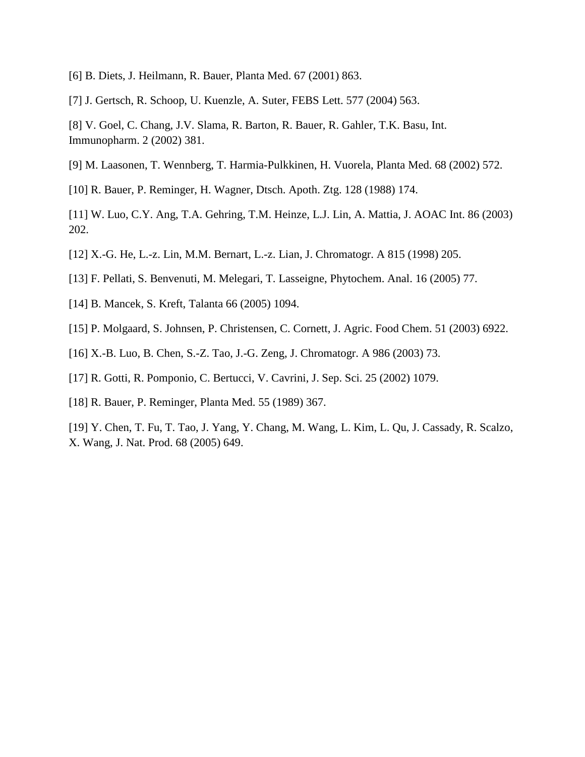[6] B. Diets, J. Heilmann, R. Bauer, Planta Med. 67 (2001) 863.

[7] J. Gertsch, R. Schoop, U. Kuenzle, A. Suter, FEBS Lett. 577 (2004) 563.

[8] V. Goel, C. Chang, J.V. Slama, R. Barton, R. Bauer, R. Gahler, T.K. Basu, Int. Immunopharm. 2 (2002) 381.

[9] M. Laasonen, T. Wennberg, T. Harmia-Pulkkinen, H. Vuorela, Planta Med. 68 (2002) 572.

[10] R. Bauer, P. Reminger, H. Wagner, Dtsch. Apoth. Ztg. 128 (1988) 174.

[11] W. Luo, C.Y. Ang, T.A. Gehring, T.M. Heinze, L.J. Lin, A. Mattia, J. AOAC Int. 86 (2003) 202.

[12] X.-G. He, L.-z. Lin, M.M. Bernart, L.-z. Lian, J. Chromatogr. A 815 (1998) 205.

[13] F. Pellati, S. Benvenuti, M. Melegari, T. Lasseigne, Phytochem. Anal. 16 (2005) 77.

[14] B. Mancek, S. Kreft, Talanta 66 (2005) 1094.

[15] P. Molgaard, S. Johnsen, P. Christensen, C. Cornett, J. Agric. Food Chem. 51 (2003) 6922.

[16] X.-B. Luo, B. Chen, S.-Z. Tao, J.-G. Zeng, J. Chromatogr. A 986 (2003) 73.

[17] R. Gotti, R. Pomponio, C. Bertucci, V. Cavrini, J. Sep. Sci. 25 (2002) 1079.

[18] R. Bauer, P. Reminger, Planta Med. 55 (1989) 367.

[19] Y. Chen, T. Fu, T. Tao, J. Yang, Y. Chang, M. Wang, L. Kim, L. Qu, J. Cassady, R. Scalzo, X. Wang, J. Nat. Prod. 68 (2005) 649.